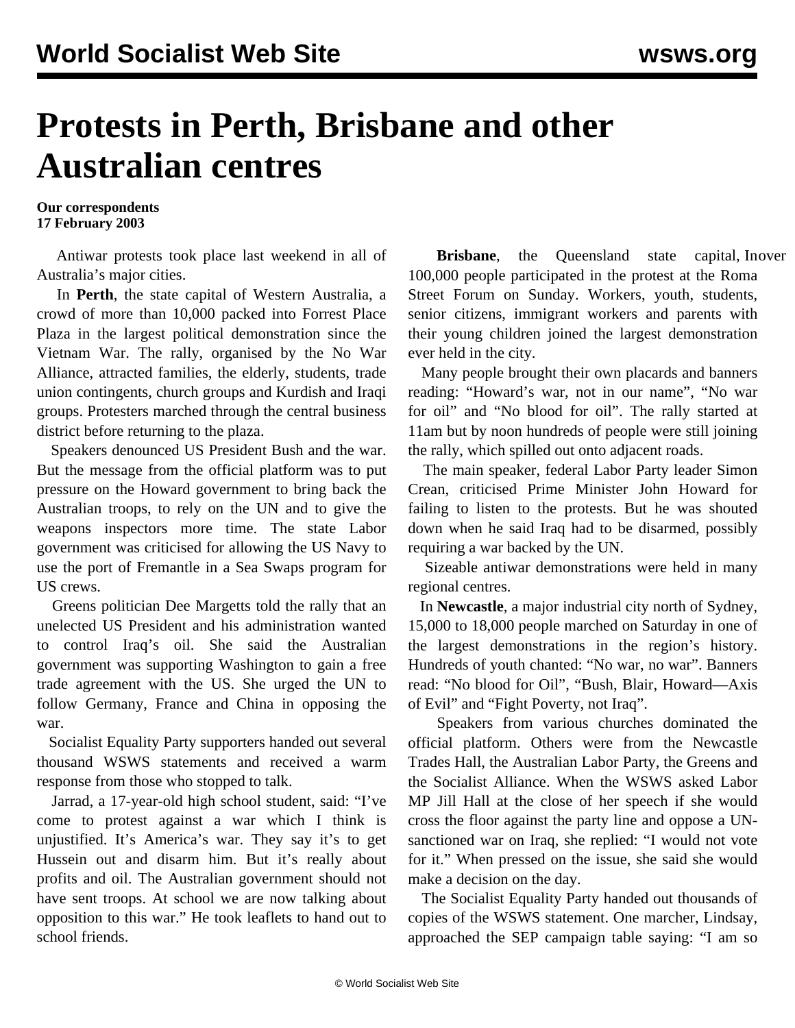// World Socialist Web Site header omitted

# Protests in Perth, Brisbane and other Australian centres

**Our correspondents**
**17 February 2003**

Antiwar protests took place last weekend in all of Australia's major cities.

In **Perth**, the state capital of Western Australia, a crowd of more than 10,000 packed into Forrest Place Plaza in the largest political demonstration since the Vietnam War. The rally, organised by the No War Alliance, attracted families, the elderly, students, trade union contingents, church groups and Kurdish and Iraqi groups. Protesters marched through the central business district before returning to the plaza.

Speakers denounced US President Bush and the war. But the message from the official platform was to put pressure on the Howard government to bring back the Australian troops, to rely on the UN and to give the weapons inspectors more time. The state Labor government was criticised for allowing the US Navy to use the port of Fremantle in a Sea Swaps program for US crews.

Greens politician Dee Margetts told the rally that an unelected US President and his administration wanted to control Iraq's oil. She said the Australian government was supporting Washington to gain a free trade agreement with the US. She urged the UN to follow Germany, France and China in opposing the war.

Socialist Equality Party supporters handed out several thousand WSWS statements and received a warm response from those who stopped to talk.

Jarrad, a 17-year-old high school student, said: "I've come to protest against a war which I think is unjustified. It's America's war. They say it's to get Hussein out and disarm him. But it's really about profits and oil. The Australian government should not have sent troops. At school we are now talking about opposition to this war." He took leaflets to hand out to school friends.

**Brisbane**, the Queensland state capital, Inover 100,000 people participated in the protest at the Roma Street Forum on Sunday. Workers, youth, students, senior citizens, immigrant workers and parents with their young children joined the largest demonstration ever held in the city.

Many people brought their own placards and banners reading: "Howard's war, not in our name", "No war for oil" and "No blood for oil". The rally started at 11am but by noon hundreds of people were still joining the rally, which spilled out onto adjacent roads.

The main speaker, federal Labor Party leader Simon Crean, criticised Prime Minister John Howard for failing to listen to the protests. But he was shouted down when he said Iraq had to be disarmed, possibly requiring a war backed by the UN.

Sizeable antiwar demonstrations were held in many regional centres.

In **Newcastle**, a major industrial city north of Sydney, 15,000 to 18,000 people marched on Saturday in one of the largest demonstrations in the region's history. Hundreds of youth chanted: "No war, no war". Banners read: "No blood for Oil", "Bush, Blair, Howard—Axis of Evil" and "Fight Poverty, not Iraq".

Speakers from various churches dominated the official platform. Others were from the Newcastle Trades Hall, the Australian Labor Party, the Greens and the Socialist Alliance. When the WSWS asked Labor MP Jill Hall at the close of her speech if she would cross the floor against the party line and oppose a UN-sanctioned war on Iraq, she replied: "I would not vote for it." When pressed on the issue, she said she would make a decision on the day.

The Socialist Equality Party handed out thousands of copies of the WSWS statement. One marcher, Lindsay, approached the SEP campaign table saying: "I am so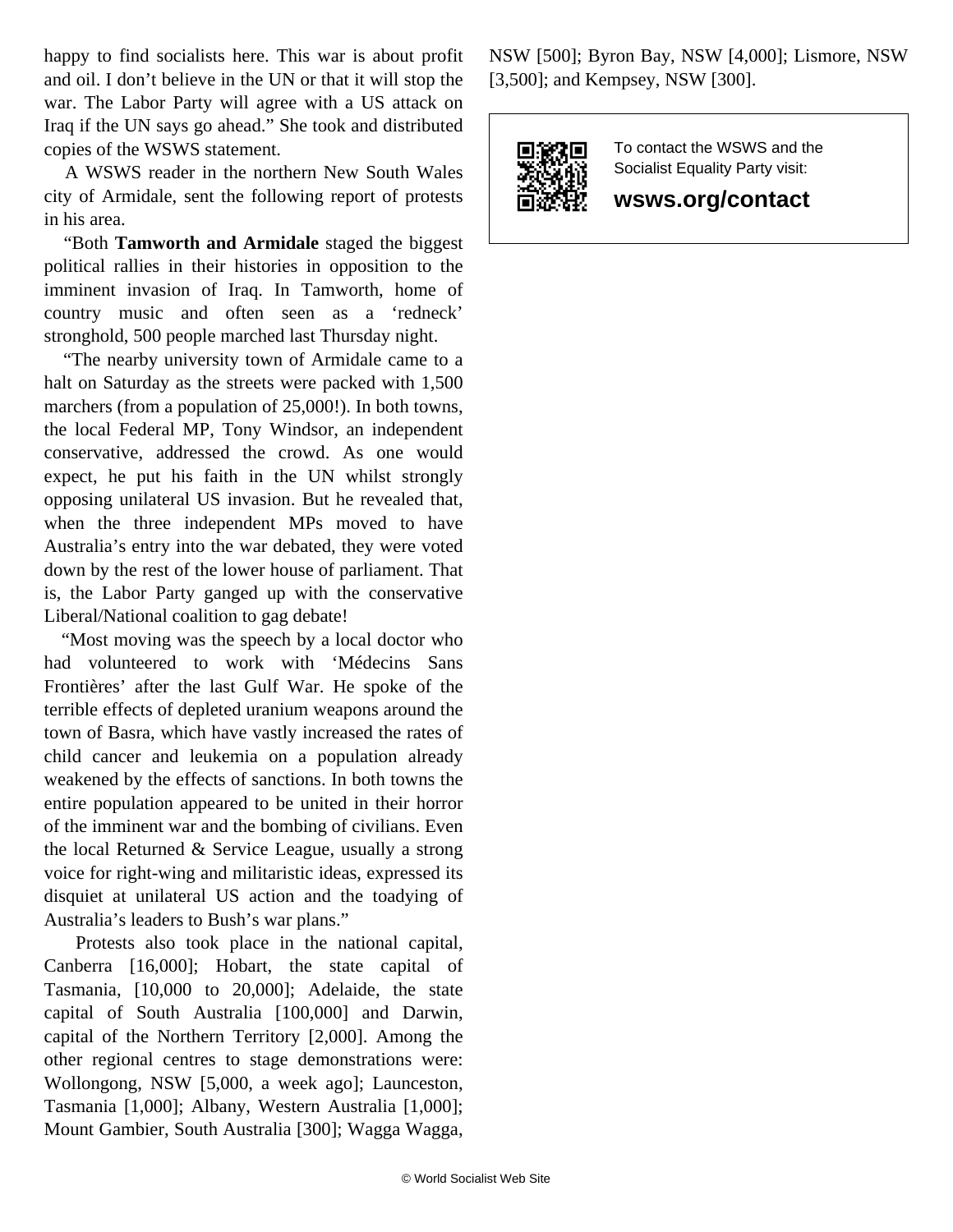happy to find socialists here. This war is about profit and oil. I don't believe in the UN or that it will stop the war. The Labor Party will agree with a US attack on Iraq if the UN says go ahead." She took and distributed copies of the WSWS statement.

A WSWS reader in the northern New South Wales city of Armidale, sent the following report of protests in his area.

"Both **Tamworth and Armidale** staged the biggest political rallies in their histories in opposition to the imminent invasion of Iraq. In Tamworth, home of country music and often seen as a 'redneck' stronghold, 500 people marched last Thursday night.

"The nearby university town of Armidale came to a halt on Saturday as the streets were packed with 1,500 marchers (from a population of 25,000!). In both towns, the local Federal MP, Tony Windsor, an independent conservative, addressed the crowd. As one would expect, he put his faith in the UN whilst strongly opposing unilateral US invasion. But he revealed that, when the three independent MPs moved to have Australia's entry into the war debated, they were voted down by the rest of the lower house of parliament. That is, the Labor Party ganged up with the conservative Liberal/National coalition to gag debate!

"Most moving was the speech by a local doctor who had volunteered to work with 'Médecins Sans Frontières' after the last Gulf War. He spoke of the terrible effects of depleted uranium weapons around the town of Basra, which have vastly increased the rates of child cancer and leukemia on a population already weakened by the effects of sanctions. In both towns the entire population appeared to be united in their horror of the imminent war and the bombing of civilians. Even the local Returned & Service League, usually a strong voice for right-wing and militaristic ideas, expressed its disquiet at unilateral US action and the toadying of Australia's leaders to Bush's war plans."

Protests also took place in the national capital, Canberra [16,000]; Hobart, the state capital of Tasmania, [10,000 to 20,000]; Adelaide, the state capital of South Australia [100,000] and Darwin, capital of the Northern Territory [2,000]. Among the other regional centres to stage demonstrations were: Wollongong, NSW [5,000, a week ago]; Launceston, Tasmania [1,000]; Albany, Western Australia [1,000]; Mount Gambier, South Australia [300]; Wagga Wagga, NSW [500]; Byron Bay, NSW [4,000]; Lismore, NSW [3,500]; and Kempsey, NSW [300].

To contact the WSWS and the Socialist Equality Party visit:

**wsws.org/contact**